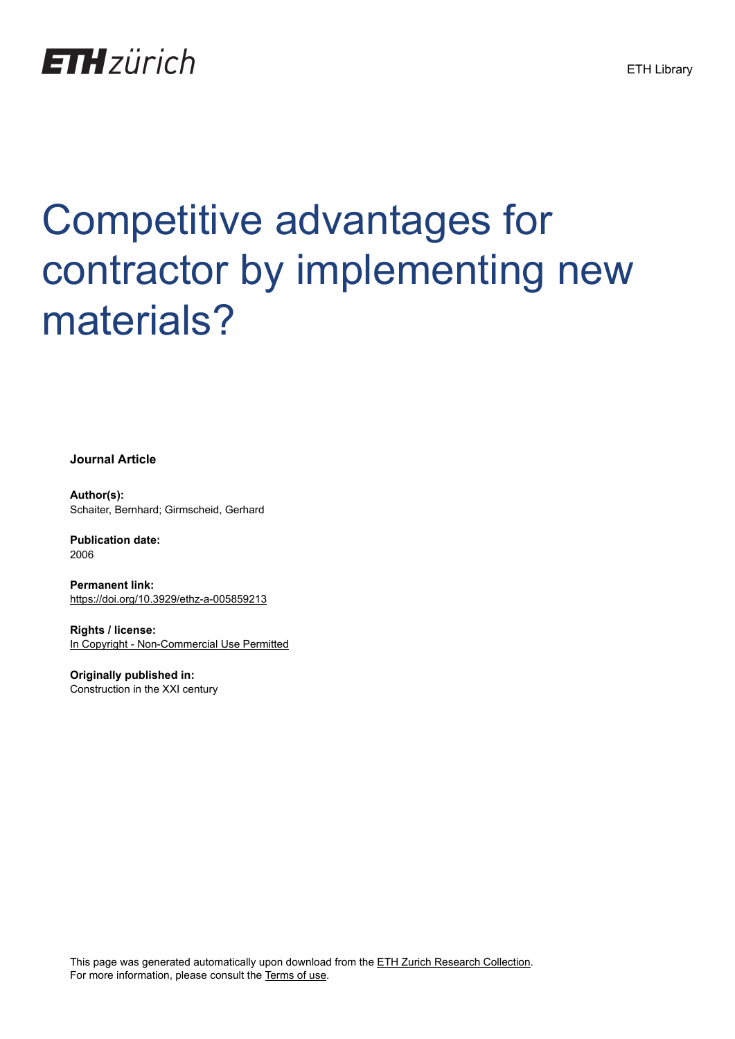ETH zürich

ETH Library

# Competitive advantages for contractor by implementing new materials?

**Journal Article**

**Author(s):**
Schaiter, Bernhard; Girmscheid, Gerhard

**Publication date:**
2006

**Permanent link:**
https://doi.org/10.3929/ethz-a-005859213

**Rights / license:**
In Copyright - Non-Commercial Use Permitted

**Originally published in:**
Construction in the XXI century

This page was generated automatically upon download from the ETH Zurich Research Collection.
For more information, please consult the Terms of use.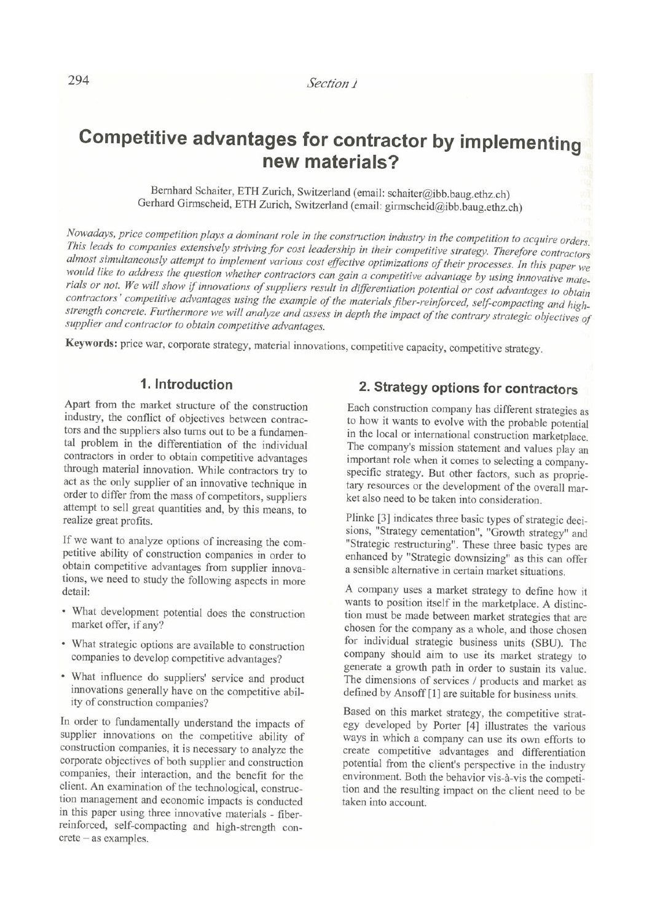# Competitive advantages for contractor by implementing new materials?

Bernhard Schaiter, ETH Zurich, Switzerland (email: schaiter@ibb.baug.ethz.ch)
Gerhard Girmscheid, ETH Zurich, Switzerland (email: girmscheid@ibb.baug.ethz.ch)

*Nowadays, price competition plays a dominant role in the construction industry in the competition to acquire orders. This leads to companies extensively striving for cost leadership in their competitive strategy. Therefore contractors almost simultaneously attempt to implement various cost effective optimizations of their processes. In this paper we would like to address the question whether contractors can gain a competitive advantage by using innovative materials or not. We will show if innovations of suppliers result in differentiation potential or cost advantages to obtain contractors' competitive advantages using the example of the materials fiber-reinforced, self-compacting and high-strength concrete. Furthermore we will analyze and assess in depth the impact of the contrary strategic objectives of supplier and contractor to obtain competitive advantages.*

**Keywords:** price war, corporate strategy, material innovations, competitive capacity, competitive strategy.

## 1. Introduction

Apart from the market structure of the construction industry, the conflict of objectives between contractors and the suppliers also turns out to be a fundamental problem in the differentiation of the individual contractors in order to obtain competitive advantages through material innovation. While contractors try to act as the only supplier of an innovative technique in order to differ from the mass of competitors, suppliers attempt to sell great quantities and, by this means, to realize great profits.

If we want to analyze options of increasing the competitive ability of construction companies in order to obtain competitive advantages from supplier innovations, we need to study the following aspects in more detail:

- What development potential does the construction market offer, if any?
- What strategic options are available to construction companies to develop competitive advantages?
- What influence do suppliers' service and product innovations generally have on the competitive ability of construction companies?

In order to fundamentally understand the impacts of supplier innovations on the competitive ability of construction companies, it is necessary to analyze the corporate objectives of both supplier and construction companies, their interaction, and the benefit for the client. An examination of the technological, construction management and economic impacts is conducted in this paper using three innovative materials - fiber-reinforced, self-compacting and high-strength concrete – as examples.

## 2. Strategy options for contractors

Each construction company has different strategies as to how it wants to evolve with the probable potential in the local or international construction marketplace. The company's mission statement and values play an important role when it comes to selecting a company-specific strategy. But other factors, such as proprietary resources or the development of the overall market also need to be taken into consideration.

Plinke [3] indicates three basic types of strategic decisions, "Strategy cementation", "Growth strategy" and "Strategic restructuring". These three basic types are enhanced by "Strategic downsizing" as this can offer a sensible alternative in certain market situations.

A company uses a market strategy to define how it wants to position itself in the marketplace. A distinction must be made between market strategies that are chosen for the company as a whole, and those chosen for individual strategic business units (SBU). The company should aim to use its market strategy to generate a growth path in order to sustain its value. The dimensions of services / products and market as defined by Ansoff [1] are suitable for business units.

Based on this market strategy, the competitive strategy developed by Porter [4] illustrates the various ways in which a company can use its own efforts to create competitive advantages and differentiation potential from the client's perspective in the industry environment. Both the behavior vis-à-vis the competition and the resulting impact on the client need to be taken into account.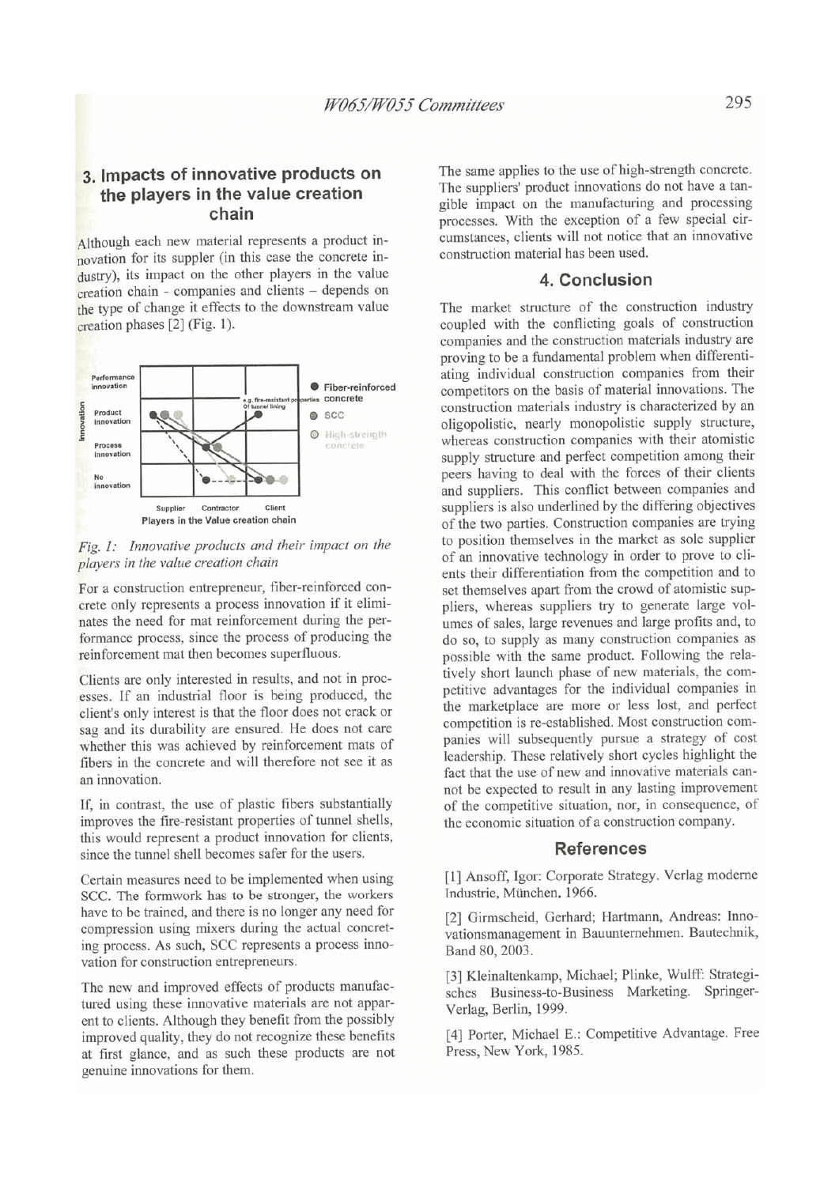## 3. Impacts of innovative products on the players in the value creation chain

Although each new material represents a product innovation for its suppler (in this case the concrete industry), its impact on the other players in the value creation chain - companies and clients – depends on the type of change it effects to the downstream value creation phases [2] (Fig. 1).

*Fig. 1: Innovative products and their impact on the players in the value creation chain*

For a construction entrepreneur, fiber-reinforced concrete only represents a process innovation if it eliminates the need for mat reinforcement during the performance process, since the process of producing the reinforcement mat then becomes superfluous.

Clients are only interested in results, and not in processes. If an industrial floor is being produced, the client's only interest is that the floor does not crack or sag and its durability are ensured. He does not care whether this was achieved by reinforcement mats of fibers in the concrete and will therefore not see it as an innovation.

If, in contrast, the use of plastic fibers substantially improves the fire-resistant properties of tunnel shells, this would represent a product innovation for clients, since the tunnel shell becomes safer for the users.

Certain measures need to be implemented when using SCC. The formwork has to be stronger, the workers have to be trained, and there is no longer any need for compression using mixers during the actual concreting process. As such, SCC represents a process innovation for construction entrepreneurs.

The new and improved effects of products manufactured using these innovative materials are not apparent to clients. Although they benefit from the possibly improved quality, they do not recognize these benefits at first glance, and as such these products are not genuine innovations for them.

The same applies to the use of high-strength concrete. The suppliers' product innovations do not have a tangible impact on the manufacturing and processing processes. With the exception of a few special circumstances, clients will not notice that an innovative construction material has been used.

## 4. Conclusion

The market structure of the construction industry coupled with the conflicting goals of construction companies and the construction materials industry are proving to be a fundamental problem when differentiating individual construction companies from their competitors on the basis of material innovations. The construction materials industry is characterized by an oligopolistic, nearly monopolistic supply structure, whereas construction companies with their atomistic supply structure and perfect competition among their peers having to deal with the forces of their clients and suppliers. This conflict between companies and suppliers is also underlined by the differing objectives of the two parties. Construction companies are trying to position themselves in the market as sole supplier of an innovative technology in order to prove to clients their differentiation from the competition and to set themselves apart from the crowd of atomistic suppliers, whereas suppliers try to generate large volumes of sales, large revenues and large profits and, to do so, to supply as many construction companies as possible with the same product. Following the relatively short launch phase of new materials, the competitive advantages for the individual companies in the marketplace are more or less lost, and perfect competition is re-established. Most construction companies will subsequently pursue a strategy of cost leadership. These relatively short cycles highlight the fact that the use of new and innovative materials cannot be expected to result in any lasting improvement of the competitive situation, nor, in consequence, of the economic situation of a construction company.

## References

[1] Ansoff, Igor: Corporate Strategy. Verlag moderne Industrie, München, 1966.

[2] Girmscheid, Gerhard; Hartmann, Andreas: Innovationsmanagement in Bauunternehmen. Bautechnik, Band 80, 2003.

[3] Kleinaltenkamp, Michael; Plinke, Wulff: Strategisches Business-to-Business Marketing. Springer-Verlag, Berlin, 1999.

[4] Porter, Michael E.: Competitive Advantage. Free Press, New York, 1985.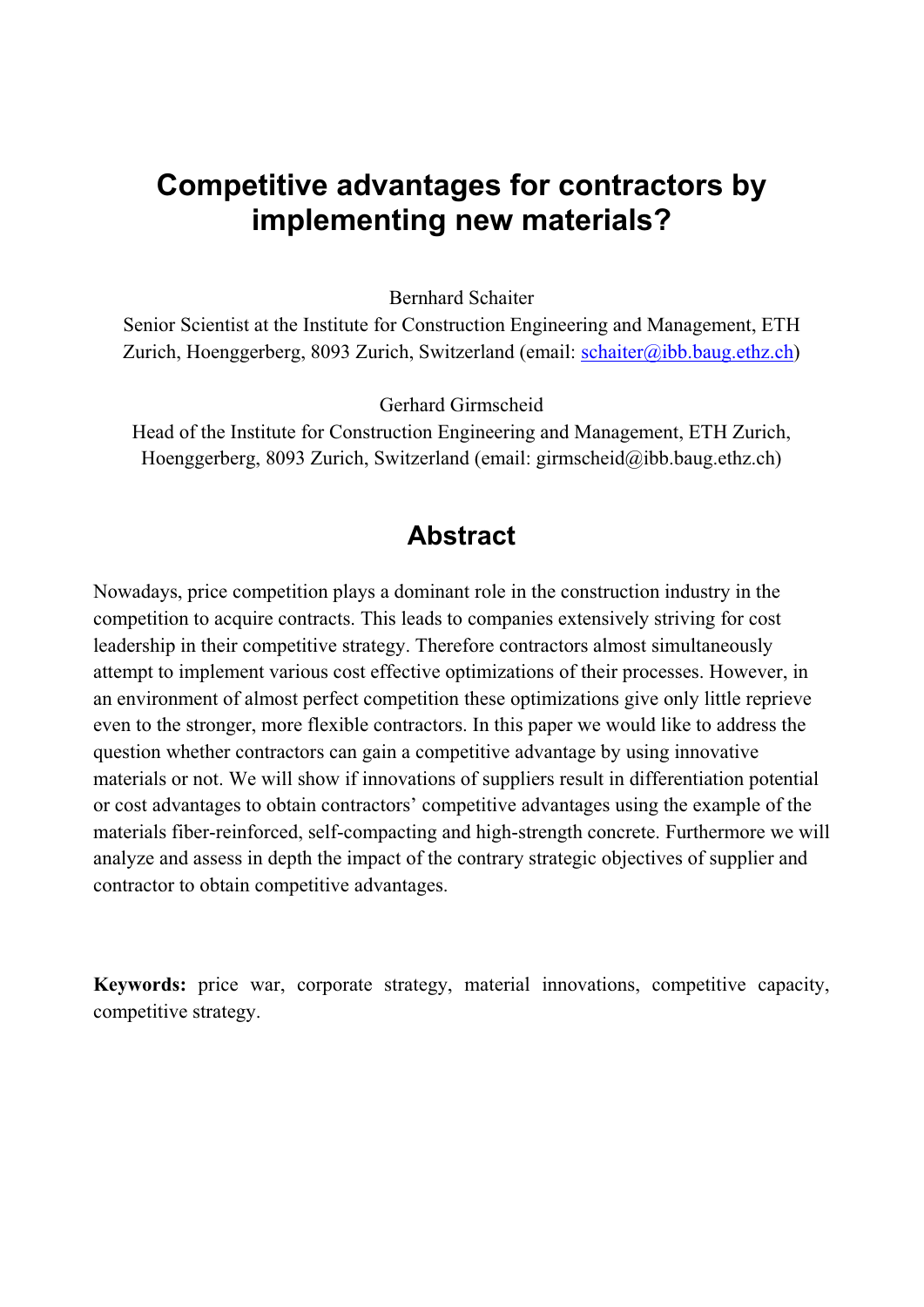# Competitive advantages for contractors by implementing new materials?

Bernhard Schaiter
Senior Scientist at the Institute for Construction Engineering and Management, ETH Zurich, Hoenggerberg, 8093 Zurich, Switzerland (email: schaiter@ibb.baug.ethz.ch)

Gerhard Girmscheid
Head of the Institute for Construction Engineering and Management, ETH Zurich, Hoenggerberg, 8093 Zurich, Switzerland (email: girmscheid@ibb.baug.ethz.ch)

## Abstract

Nowadays, price competition plays a dominant role in the construction industry in the competition to acquire contracts. This leads to companies extensively striving for cost leadership in their competitive strategy. Therefore contractors almost simultaneously attempt to implement various cost effective optimizations of their processes. However, in an environment of almost perfect competition these optimizations give only little reprieve even to the stronger, more flexible contractors. In this paper we would like to address the question whether contractors can gain a competitive advantage by using innovative materials or not. We will show if innovations of suppliers result in differentiation potential or cost advantages to obtain contractors' competitive advantages using the example of the materials fiber-reinforced, self-compacting and high-strength concrete. Furthermore we will analyze and assess in depth the impact of the contrary strategic objectives of supplier and contractor to obtain competitive advantages.

**Keywords:** price war, corporate strategy, material innovations, competitive capacity, competitive strategy.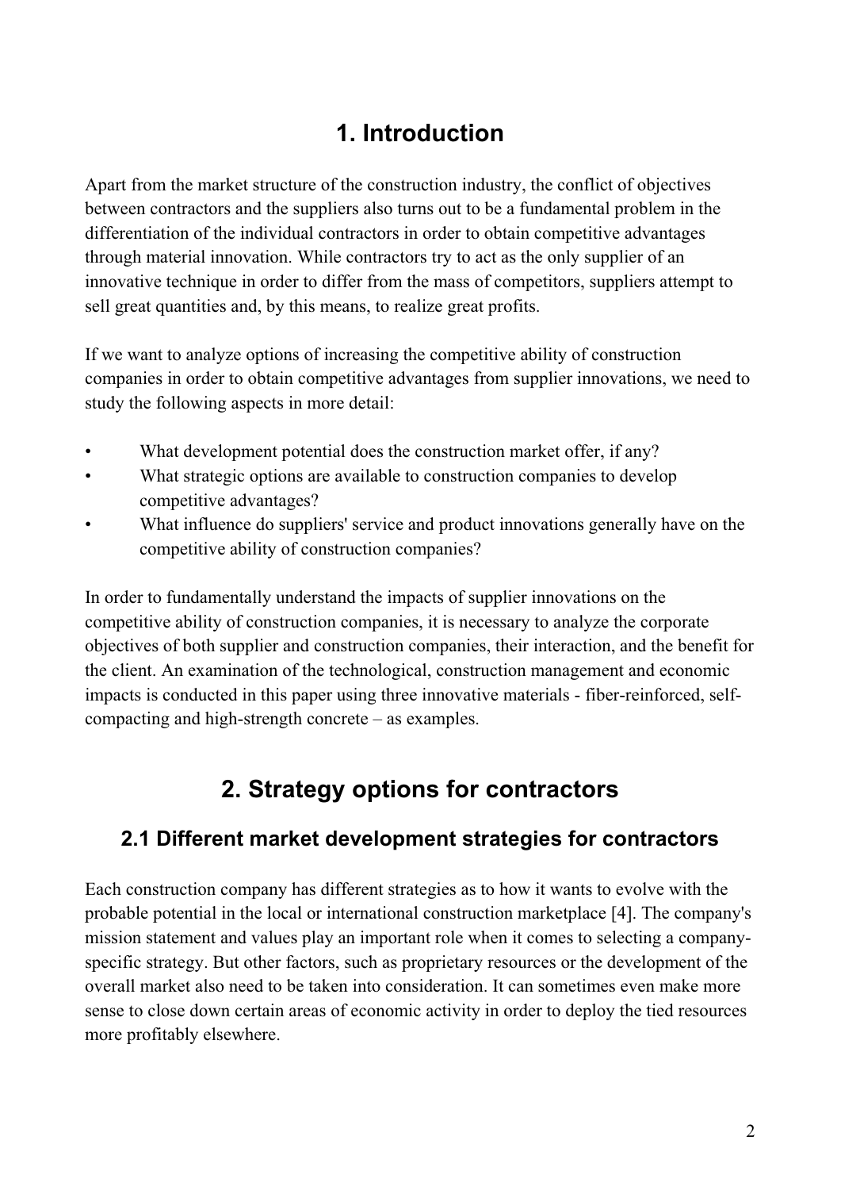# 1. Introduction

Apart from the market structure of the construction industry, the conflict of objectives between contractors and the suppliers also turns out to be a fundamental problem in the differentiation of the individual contractors in order to obtain competitive advantages through material innovation. While contractors try to act as the only supplier of an innovative technique in order to differ from the mass of competitors, suppliers attempt to sell great quantities and, by this means, to realize great profits.

If we want to analyze options of increasing the competitive ability of construction companies in order to obtain competitive advantages from supplier innovations, we need to study the following aspects in more detail:

- What development potential does the construction market offer, if any?
- What strategic options are available to construction companies to develop competitive advantages?
- What influence do suppliers' service and product innovations generally have on the competitive ability of construction companies?

In order to fundamentally understand the impacts of supplier innovations on the competitive ability of construction companies, it is necessary to analyze the corporate objectives of both supplier and construction companies, their interaction, and the benefit for the client. An examination of the technological, construction management and economic impacts is conducted in this paper using three innovative materials - fiber-reinforced, self-compacting and high-strength concrete – as examples.

# 2. Strategy options for contractors

## 2.1 Different market development strategies for contractors

Each construction company has different strategies as to how it wants to evolve with the probable potential in the local or international construction marketplace [4]. The company's mission statement and values play an important role when it comes to selecting a company-specific strategy. But other factors, such as proprietary resources or the development of the overall market also need to be taken into consideration. It can sometimes even make more sense to close down certain areas of economic activity in order to deploy the tied resources more profitably elsewhere.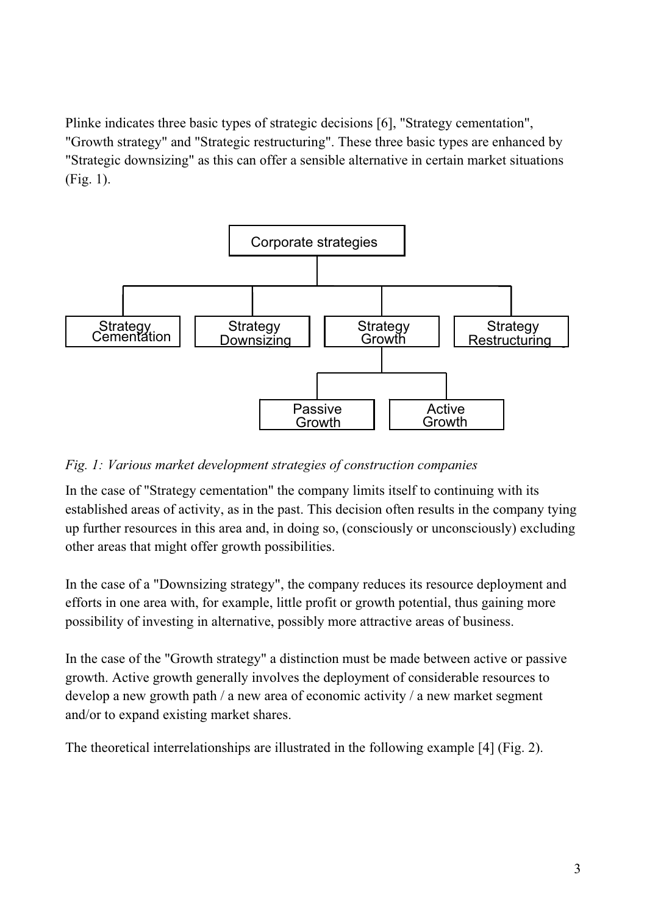Plinke indicates three basic types of strategic decisions [6], "Strategy cementation", "Growth strategy" and "Strategic restructuring". These three basic types are enhanced by "Strategic downsizing" as this can offer a sensible alternative in certain market situations (Fig. 1).

- Corporate strategies
  - Strategy Cementation
  - Strategy Downsizing
  - Strategy Growth
    - Passive Growth
    - Active Growth
  - Strategy Restructuring

*Fig. 1: Various market development strategies of construction companies*

In the case of "Strategy cementation" the company limits itself to continuing with its established areas of activity, as in the past. This decision often results in the company tying up further resources in this area and, in doing so, (consciously or unconsciously) excluding other areas that might offer growth possibilities.

In the case of a "Downsizing strategy", the company reduces its resource deployment and efforts in one area with, for example, little profit or growth potential, thus gaining more possibility of investing in alternative, possibly more attractive areas of business.

In the case of the "Growth strategy" a distinction must be made between active or passive growth. Active growth generally involves the deployment of considerable resources to develop a new growth path / a new area of economic activity / a new market segment and/or to expand existing market shares.

The theoretical interrelationships are illustrated in the following example [4] (Fig. 2).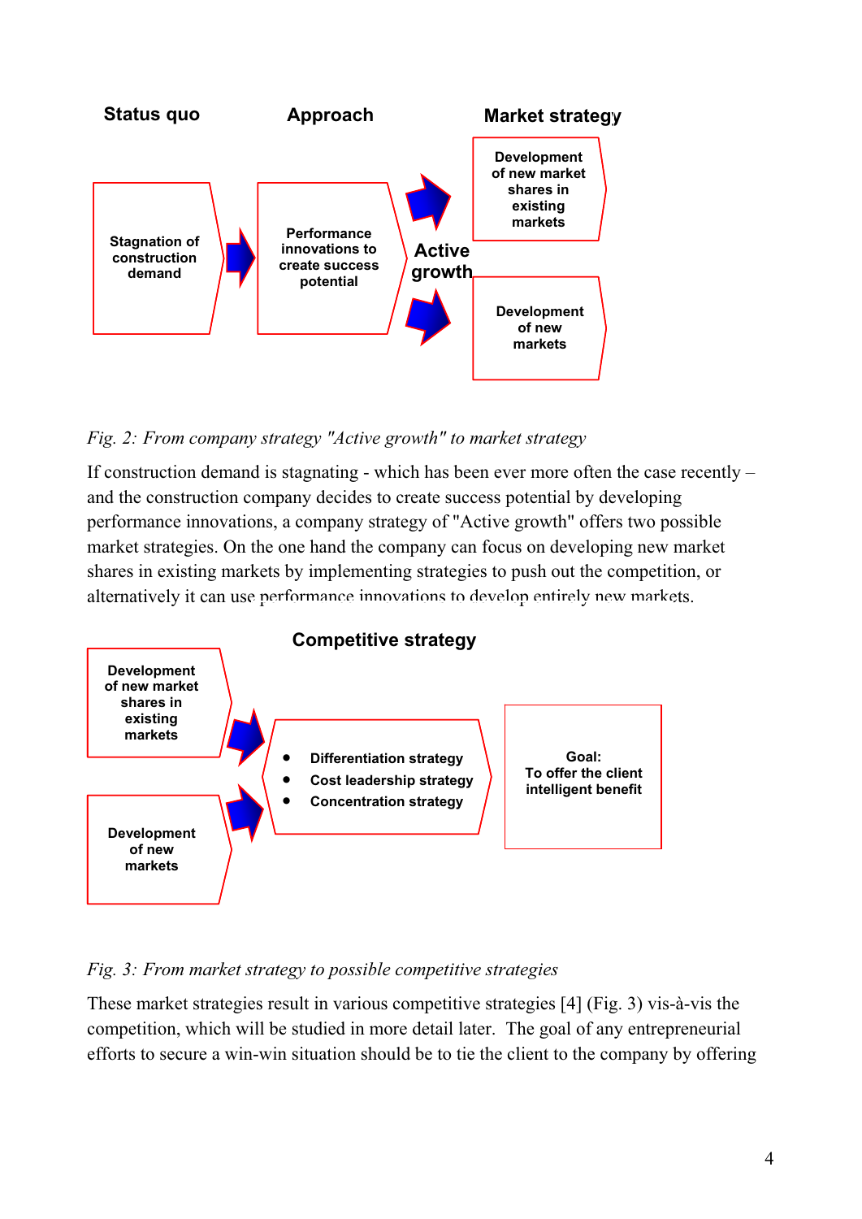Status quo | Approach | Market strategy

Stagnation of construction demand → Performance innovations to create success potential → Active growth → Development of new market shares in existing markets / Development of new markets

*Fig. 2: From company strategy "Active growth" to market strategy*

If construction demand is stagnating - which has been ever more often the case recently – and the construction company decides to create success potential by developing performance innovations, a company strategy of "Active growth" offers two possible market strategies. On the one hand the company can focus on developing new market shares in existing markets by implementing strategies to push out the competition, or alternatively it can use performance innovations to develop entirely new markets.

Competitive strategy

Development of new market shares in existing markets / Development of new markets →

- Differentiation strategy
- Cost leadership strategy
- Concentration strategy

Goal: To offer the client intelligent benefit

*Fig. 3: From market strategy to possible competitive strategies*

These market strategies result in various competitive strategies [4] (Fig. 3) vis-à-vis the competition, which will be studied in more detail later. The goal of any entrepreneurial efforts to secure a win-win situation should be to tie the client to the company by offering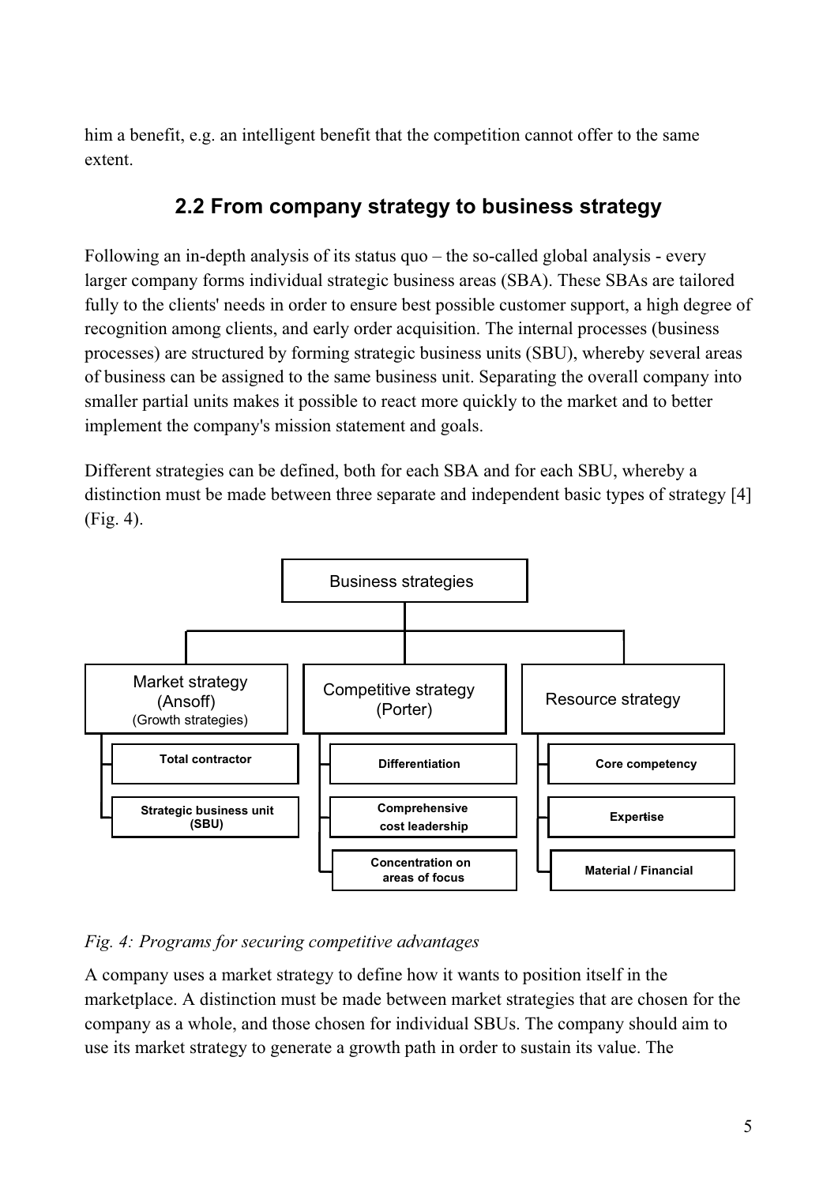him a benefit, e.g. an intelligent benefit that the competition cannot offer to the same extent.

## 2.2 From company strategy to business strategy

Following an in-depth analysis of its status quo – the so-called global analysis - every larger company forms individual strategic business areas (SBA). These SBAs are tailored fully to the clients' needs in order to ensure best possible customer support, a high degree of recognition among clients, and early order acquisition. The internal processes (business processes) are structured by forming strategic business units (SBU), whereby several areas of business can be assigned to the same business unit. Separating the overall company into smaller partial units makes it possible to react more quickly to the market and to better implement the company's mission statement and goals.

Different strategies can be defined, both for each SBA and for each SBU, whereby a distinction must be made between three separate and independent basic types of strategy [4] (Fig. 4).

- Business strategies
  - Market strategy (Ansoff) (Growth strategies)
    - **Total contractor**
    - **Strategic business unit (SBU)**
  - Competitive strategy (Porter)
    - **Differentiation**
    - **Comprehensive cost leadership**
    - **Concentration on areas of focus**
  - Resource strategy
    - **Core competency**
    - **Expertise**
    - **Material / Financial**

*Fig. 4: Programs for securing competitive advantages*

A company uses a market strategy to define how it wants to position itself in the marketplace. A distinction must be made between market strategies that are chosen for the company as a whole, and those chosen for individual SBUs. The company should aim to use its market strategy to generate a growth path in order to sustain its value. The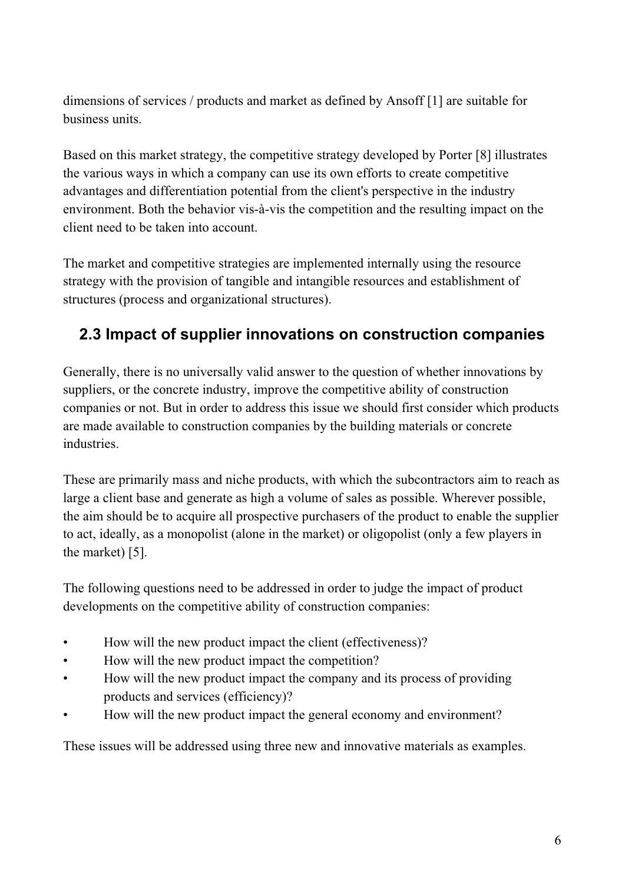dimensions of services / products and market as defined by Ansoff [1] are suitable for business units.

Based on this market strategy, the competitive strategy developed by Porter [8] illustrates the various ways in which a company can use its own efforts to create competitive advantages and differentiation potential from the client's perspective in the industry environment. Both the behavior vis-à-vis the competition and the resulting impact on the client need to be taken into account.

The market and competitive strategies are implemented internally using the resource strategy with the provision of tangible and intangible resources and establishment of structures (process and organizational structures).

## 2.3 Impact of supplier innovations on construction companies

Generally, there is no universally valid answer to the question of whether innovations by suppliers, or the concrete industry, improve the competitive ability of construction companies or not. But in order to address this issue we should first consider which products are made available to construction companies by the building materials or concrete industries.

These are primarily mass and niche products, with which the subcontractors aim to reach as large a client base and generate as high a volume of sales as possible. Wherever possible, the aim should be to acquire all prospective purchasers of the product to enable the supplier to act, ideally, as a monopolist (alone in the market) or oligopolist (only a few players in the market) [5].

The following questions need to be addressed in order to judge the impact of product developments on the competitive ability of construction companies:

- How will the new product impact the client (effectiveness)?
- How will the new product impact the competition?
- How will the new product impact the company and its process of providing products and services (efficiency)?
- How will the new product impact the general economy and environment?

These issues will be addressed using three new and innovative materials as examples.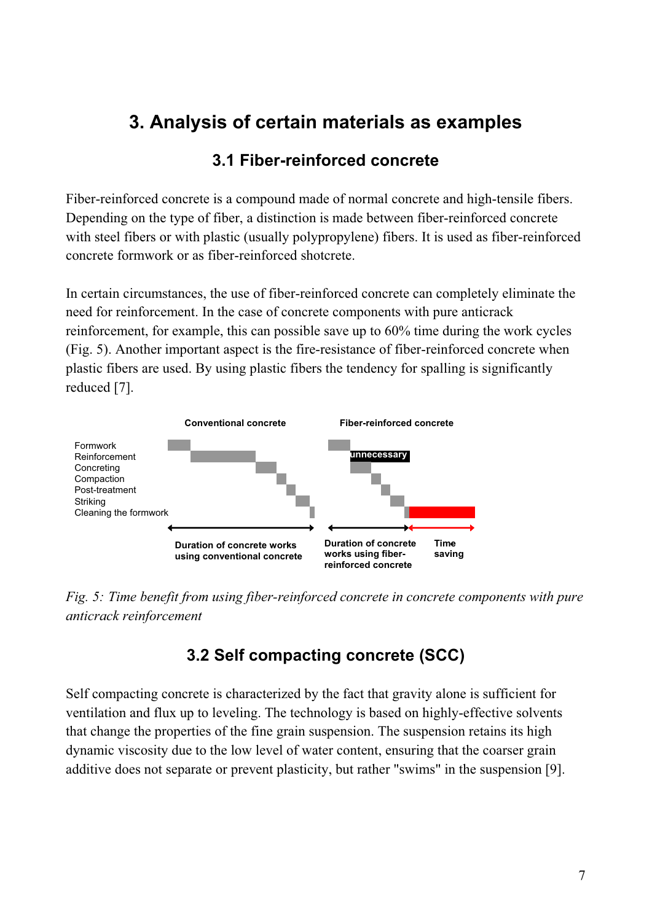# 3. Analysis of certain materials as examples

## 3.1 Fiber-reinforced concrete

Fiber-reinforced concrete is a compound made of normal concrete and high-tensile fibers. Depending on the type of fiber, a distinction is made between fiber-reinforced concrete with steel fibers or with plastic (usually polypropylene) fibers. It is used as fiber-reinforced concrete formwork or as fiber-reinforced shotcrete.

In certain circumstances, the use of fiber-reinforced concrete can completely eliminate the need for reinforcement. In the case of concrete components with pure anticrack reinforcement, for example, this can possible save up to 60% time during the work cycles (Fig. 5). Another important aspect is the fire-resistance of fiber-reinforced concrete when plastic fibers are used. By using plastic fibers the tendency for spalling is significantly reduced [7].

*Fig. 5: Time benefit from using fiber-reinforced concrete in concrete components with pure anticrack reinforcement*

## 3.2 Self compacting concrete (SCC)

Self compacting concrete is characterized by the fact that gravity alone is sufficient for ventilation and flux up to leveling. The technology is based on highly-effective solvents that change the properties of the fine grain suspension. The suspension retains its high dynamic viscosity due to the low level of water content, ensuring that the coarser grain additive does not separate or prevent plasticity, but rather "swims" in the suspension [9].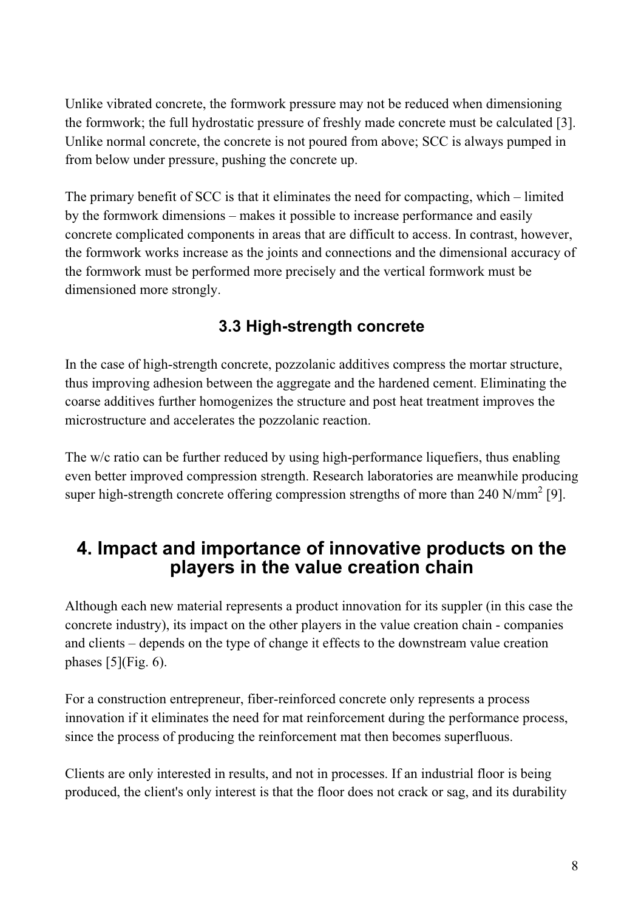Unlike vibrated concrete, the formwork pressure may not be reduced when dimensioning the formwork; the full hydrostatic pressure of freshly made concrete must be calculated [3]. Unlike normal concrete, the concrete is not poured from above; SCC is always pumped in from below under pressure, pushing the concrete up.

The primary benefit of SCC is that it eliminates the need for compacting, which – limited by the formwork dimensions – makes it possible to increase performance and easily concrete complicated components in areas that are difficult to access. In contrast, however, the formwork works increase as the joints and connections and the dimensional accuracy of the formwork must be performed more precisely and the vertical formwork must be dimensioned more strongly.

### 3.3 High-strength concrete

In the case of high-strength concrete, pozzolanic additives compress the mortar structure, thus improving adhesion between the aggregate and the hardened cement. Eliminating the coarse additives further homogenizes the structure and post heat treatment improves the microstructure and accelerates the pozzolanic reaction.

The w/c ratio can be further reduced by using high-performance liquefiers, thus enabling even better improved compression strength. Research laboratories are meanwhile producing super high-strength concrete offering compression strengths of more than 240 N/mm$^2$ [9].

## 4. Impact and importance of innovative products on the players in the value creation chain

Although each new material represents a product innovation for its suppler (in this case the concrete industry), its impact on the other players in the value creation chain - companies and clients – depends on the type of change it effects to the downstream value creation phases [5](Fig. 6).

For a construction entrepreneur, fiber-reinforced concrete only represents a process innovation if it eliminates the need for mat reinforcement during the performance process, since the process of producing the reinforcement mat then becomes superfluous.

Clients are only interested in results, and not in processes. If an industrial floor is being produced, the client's only interest is that the floor does not crack or sag, and its durability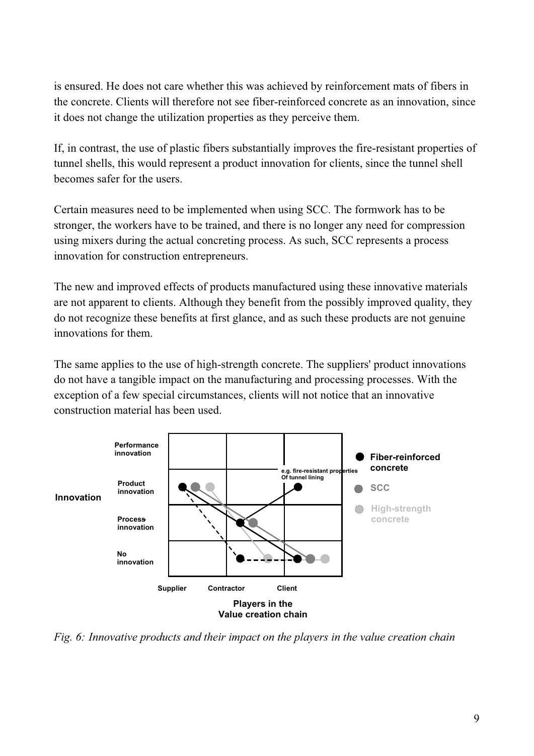is ensured. He does not care whether this was achieved by reinforcement mats of fibers in the concrete. Clients will therefore not see fiber-reinforced concrete as an innovation, since it does not change the utilization properties as they perceive them.

If, in contrast, the use of plastic fibers substantially improves the fire-resistant properties of tunnel shells, this would represent a product innovation for clients, since the tunnel shell becomes safer for the users.

Certain measures need to be implemented when using SCC. The formwork has to be stronger, the workers have to be trained, and there is no longer any need for compression using mixers during the actual concreting process. As such, SCC represents a process innovation for construction entrepreneurs.

The new and improved effects of products manufactured using these innovative materials are not apparent to clients. Although they benefit from the possibly improved quality, they do not recognize these benefits at first glance, and as such these products are not genuine innovations for them.

The same applies to the use of high-strength concrete. The suppliers' product innovations do not have a tangible impact on the manufacturing and processing processes. With the exception of a few special circumstances, clients will not notice that an innovative construction material has been used.

*Fig. 6: Innovative products and their impact on the players in the value creation chain*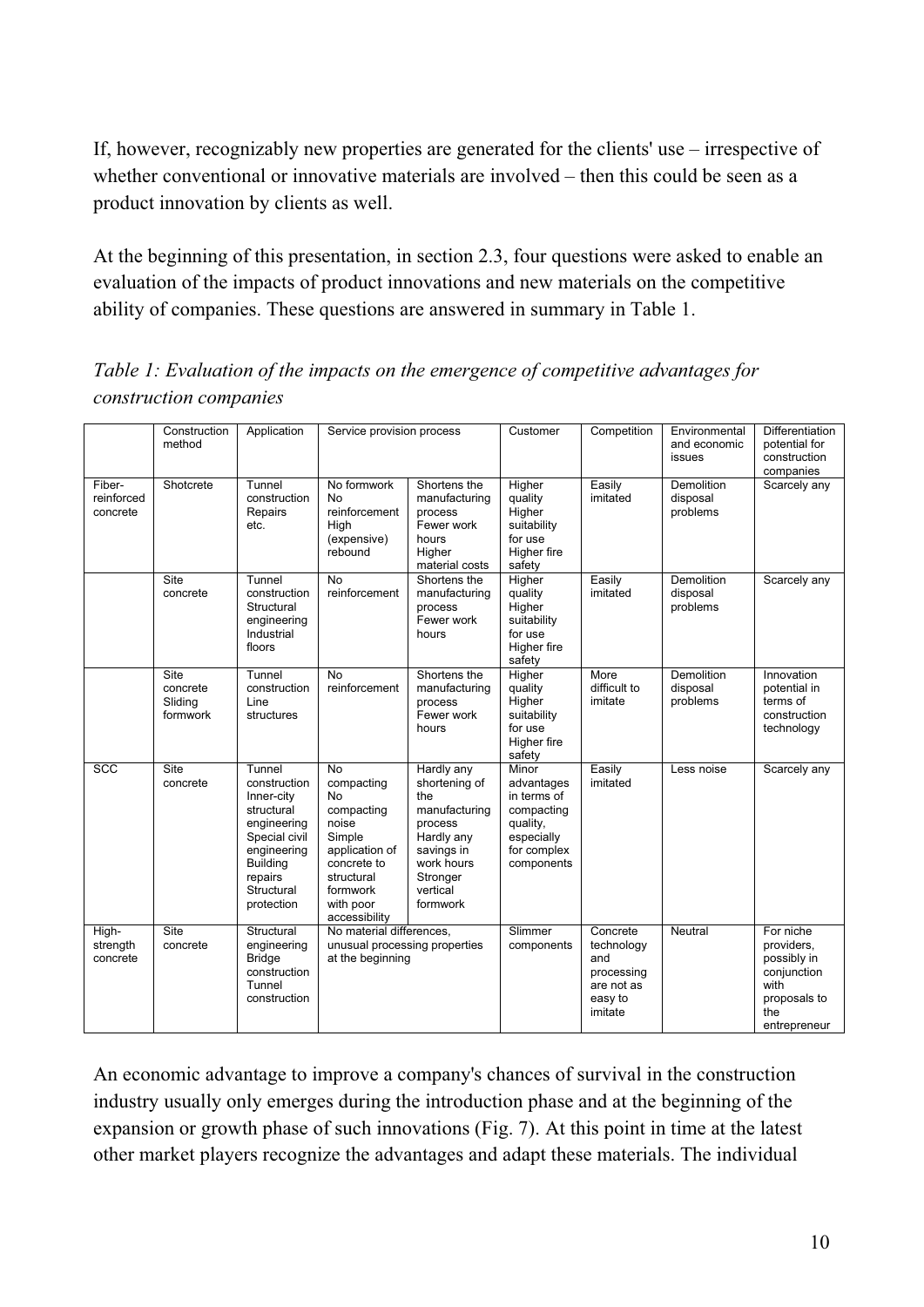If, however, recognizably new properties are generated for the clients' use – irrespective of whether conventional or innovative materials are involved – then this could be seen as a product innovation by clients as well.

At the beginning of this presentation, in section 2.3, four questions were asked to enable an evaluation of the impacts of product innovations and new materials on the competitive ability of companies. These questions are answered in summary in Table 1.

*Table 1: Evaluation of the impacts on the emergence of competitive advantages for construction companies*

| | Construction method | Application | Service provision process | | Customer | Competition | Environmental and economic issues | Differentiation potential for construction companies |
|---|---|---|---|---|---|---|---|---|
| Fiber-reinforced concrete | Shotcrete | Tunnel construction Repairs etc. | No formwork No reinforcement High (expensive) rebound | Shortens the manufacturing process Fewer work hours Higher material costs | Higher quality Higher suitability for use Higher fire safety | Easily imitated | Demolition disposal problems | Scarcely any |
| | Site concrete | Tunnel construction Structural engineering Industrial floors | No reinforcement | Shortens the manufacturing process Fewer work hours | Higher quality Higher suitability for use Higher fire safety | Easily imitated | Demolition disposal problems | Scarcely any |
| | Site concrete Sliding formwork | Tunnel construction Line structures | No reinforcement | Shortens the manufacturing process Fewer work hours | Higher quality Higher suitability for use Higher fire safety | More difficult to imitate | Demolition disposal problems | Innovation potential in terms of construction technology |
| SCC | Site concrete | Tunnel construction Inner-city structural engineering Special civil engineering Building repairs Structural protection | No compacting No compacting noise Simple application of concrete to structural formwork with poor accessibility | Hardly any shortening of the manufacturing process Hardly any savings in work hours Stronger vertical formwork | Minor advantages in terms of compacting quality, especially for complex components | Easily imitated | Less noise | Scarcely any |
| High-strength concrete | Site concrete | Structural engineering Bridge construction Tunnel construction | No material differences, unusual processing properties at the beginning | | Slimmer components | Concrete technology and processing are not as easy to imitate | Neutral | For niche providers, possibly in conjunction with proposals to the entrepreneur |

An economic advantage to improve a company's chances of survival in the construction industry usually only emerges during the introduction phase and at the beginning of the expansion or growth phase of such innovations (Fig. 7). At this point in time at the latest other market players recognize the advantages and adapt these materials. The individual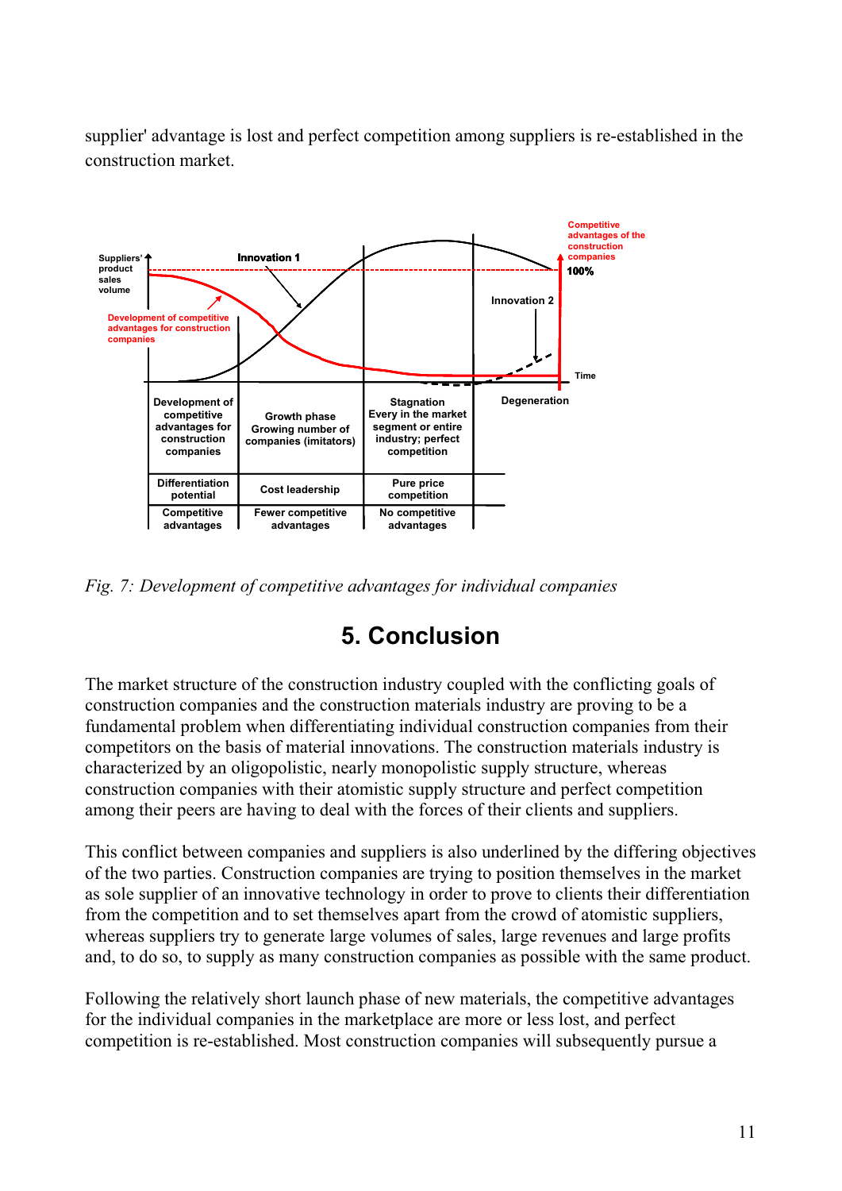supplier' advantage is lost and perfect competition among suppliers is re-established in the construction market.

*Fig. 7: Development of competitive advantages for individual companies*

# 5. Conclusion

The market structure of the construction industry coupled with the conflicting goals of construction companies and the construction materials industry are proving to be a fundamental problem when differentiating individual construction companies from their competitors on the basis of material innovations. The construction materials industry is characterized by an oligopolistic, nearly monopolistic supply structure, whereas construction companies with their atomistic supply structure and perfect competition among their peers are having to deal with the forces of their clients and suppliers.

This conflict between companies and suppliers is also underlined by the differing objectives of the two parties. Construction companies are trying to position themselves in the market as sole supplier of an innovative technology in order to prove to clients their differentiation from the competition and to set themselves apart from the crowd of atomistic suppliers, whereas suppliers try to generate large volumes of sales, large revenues and large profits and, to do so, to supply as many construction companies as possible with the same product.

Following the relatively short launch phase of new materials, the competitive advantages for the individual companies in the marketplace are more or less lost, and perfect competition is re-established. Most construction companies will subsequently pursue a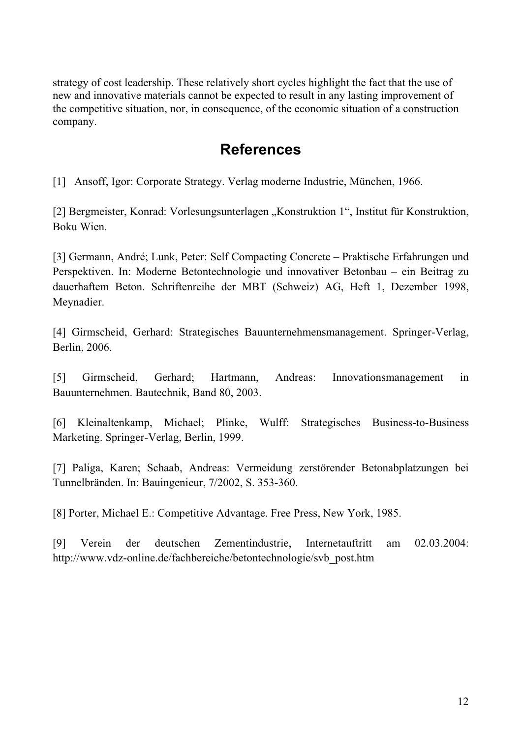strategy of cost leadership. These relatively short cycles highlight the fact that the use of new and innovative materials cannot be expected to result in any lasting improvement of the competitive situation, nor, in consequence, of the economic situation of a construction company.

## References

[1] Ansoff, Igor: Corporate Strategy. Verlag moderne Industrie, München, 1966.

[2] Bergmeister, Konrad: Vorlesungsunterlagen „Konstruktion 1“, Institut für Konstruktion, Boku Wien.

[3] Germann, André; Lunk, Peter: Self Compacting Concrete – Praktische Erfahrungen und Perspektiven. In: Moderne Betontechnologie und innovativer Betonbau – ein Beitrag zu dauerhaftem Beton. Schriftenreihe der MBT (Schweiz) AG, Heft 1, Dezember 1998, Meynadier.

[4] Girmscheid, Gerhard: Strategisches Bauunternehmensmanagement. Springer-Verlag, Berlin, 2006.

[5] Girmscheid, Gerhard; Hartmann, Andreas: Innovationsmanagement in Bauunternehmen. Bautechnik, Band 80, 2003.

[6] Kleinaltenkamp, Michael; Plinke, Wulff: Strategisches Business-to-Business Marketing. Springer-Verlag, Berlin, 1999.

[7] Paliga, Karen; Schaab, Andreas: Vermeidung zerstörender Betonabplatzungen bei Tunnelbränden. In: Bauingenieur, 7/2002, S. 353-360.

[8] Porter, Michael E.: Competitive Advantage. Free Press, New York, 1985.

[9] Verein der deutschen Zementindustrie, Internetauftritt am 02.03.2004: http://www.vdz-online.de/fachbereiche/betontechnologie/svb_post.htm